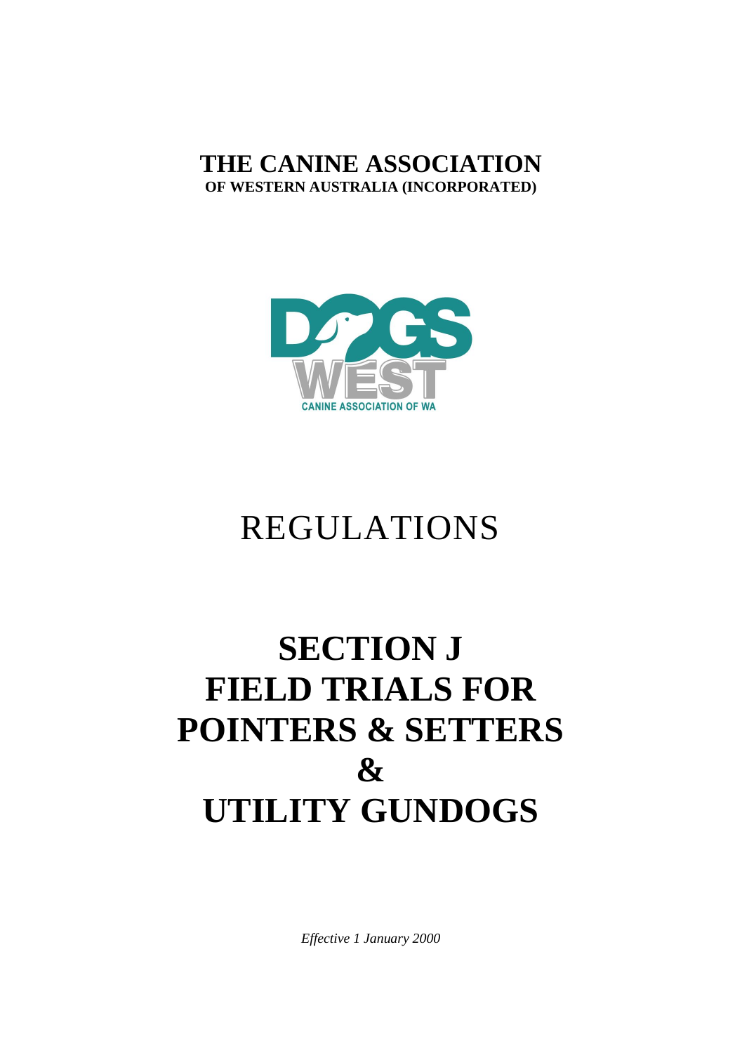# THE CANINE ASSOCIATION

**OF WESTERN AUSTRALIA (INCORPORATED)**

DOGS WEST

CANINE ASSOCIATION OF WA

# REGULATIONS

# SECTION J
# FIELD TRIALS FOR POINTERS & SETTERS & UTILITY GUNDOGS

*Effective 1 January 2000*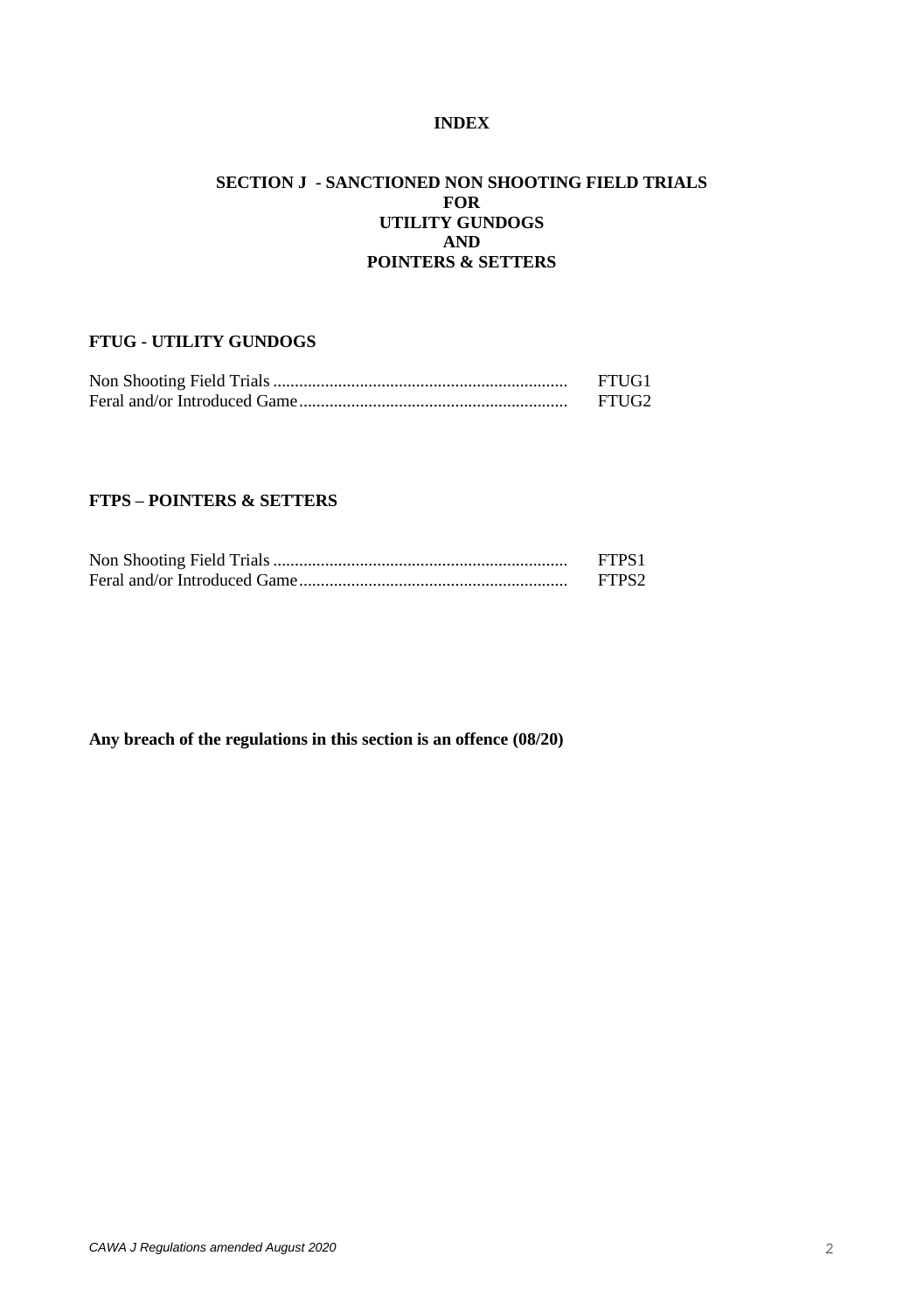# INDEX

## SECTION J - SANCTIONED NON SHOOTING FIELD TRIALS FOR UTILITY GUNDOGS AND POINTERS & SETTERS

### FTUG - UTILITY GUNDOGS

| | |
|---|---|
| Non Shooting Field Trials | FTUG1 |
| Feral and/or Introduced Game | FTUG2 |

### FTPS – POINTERS & SETTERS

| | |
|---|---|
| Non Shooting Field Trials | FTPS1 |
| Feral and/or Introduced Game | FTPS2 |

**Any breach of the regulations in this section is an offence (08/20)**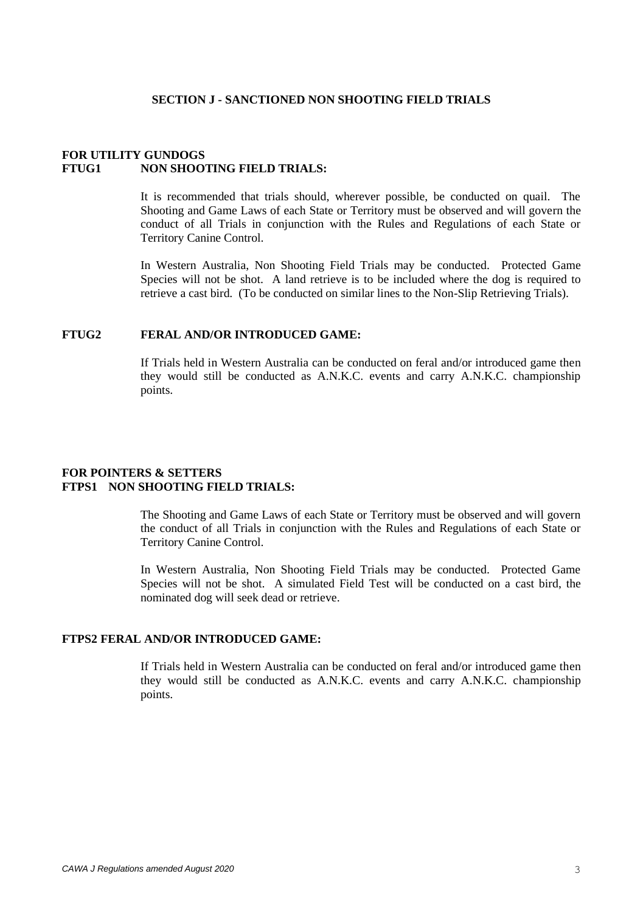## SECTION J - SANCTIONED NON SHOOTING FIELD TRIALS

### FOR UTILITY GUNDOGS

**FTUG1 NON SHOOTING FIELD TRIALS:**

It is recommended that trials should, wherever possible, be conducted on quail. The Shooting and Game Laws of each State or Territory must be observed and will govern the conduct of all Trials in conjunction with the Rules and Regulations of each State or Territory Canine Control.

In Western Australia, Non Shooting Field Trials may be conducted. Protected Game Species will not be shot. A land retrieve is to be included where the dog is required to retrieve a cast bird. (To be conducted on similar lines to the Non-Slip Retrieving Trials).

**FTUG2 FERAL AND/OR INTRODUCED GAME:**

If Trials held in Western Australia can be conducted on feral and/or introduced game then they would still be conducted as A.N.K.C. events and carry A.N.K.C. championship points.

### FOR POINTERS & SETTERS

**FTPS1 NON SHOOTING FIELD TRIALS:**

The Shooting and Game Laws of each State or Territory must be observed and will govern the conduct of all Trials in conjunction with the Rules and Regulations of each State or Territory Canine Control.

In Western Australia, Non Shooting Field Trials may be conducted. Protected Game Species will not be shot. A simulated Field Test will be conducted on a cast bird, the nominated dog will seek dead or retrieve.

**FTPS2 FERAL AND/OR INTRODUCED GAME:**

If Trials held in Western Australia can be conducted on feral and/or introduced game then they would still be conducted as A.N.K.C. events and carry A.N.K.C. championship points.